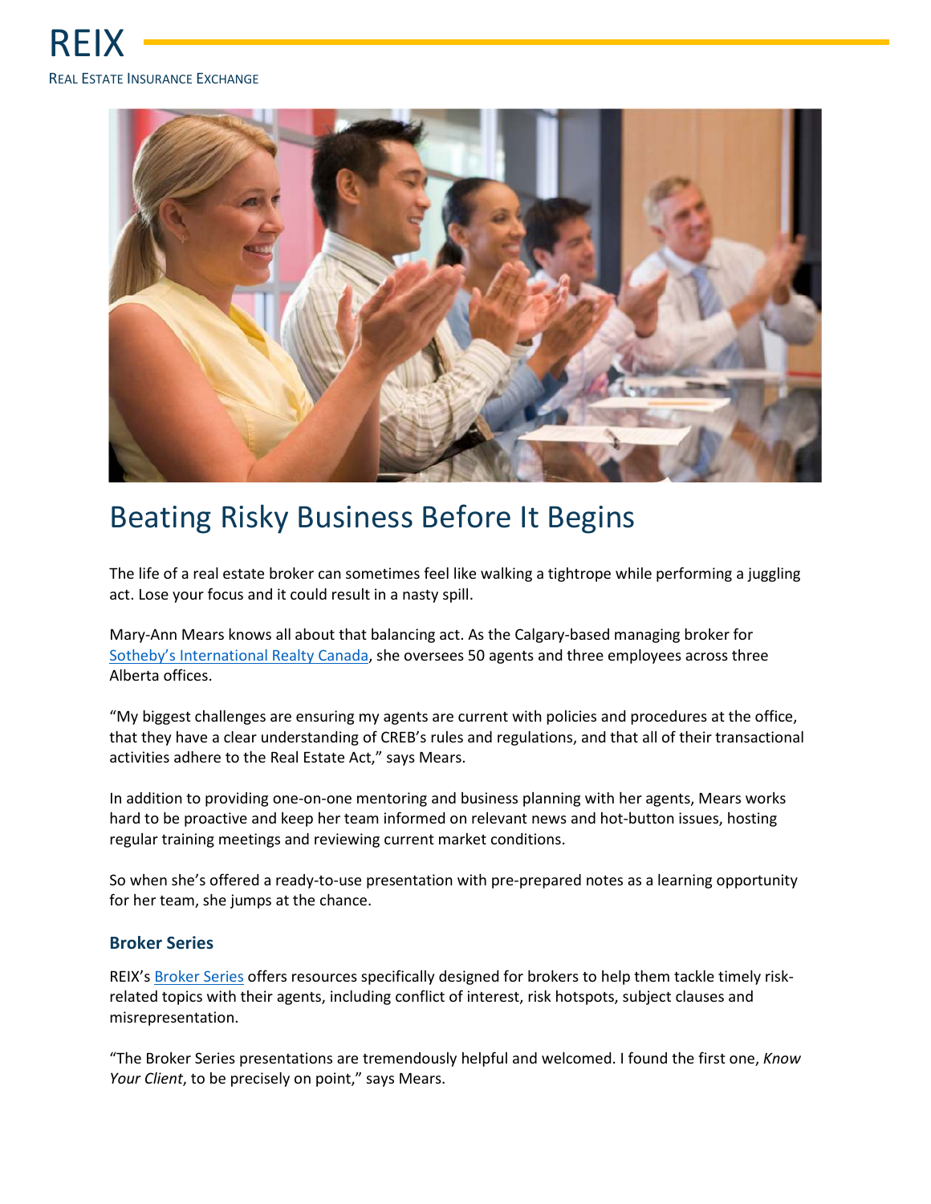REIX

REAL ESTATE INSURANCE EXCHANGE

# Beating Risky Business Before It Begins

The life of a real estate broker can sometimes feel like walking a tightrope while performing a juggling act. Lose your focus and it could result in a nasty spill.

Mary-Ann Mears knows all about that balancing act. As the Calgary-based managing broker for Sotheby's International Realty Canada, she oversees 50 agents and three employees across three Alberta offices.

"My biggest challenges are ensuring my agents are current with policies and procedures at the office, that they have a clear understanding of CREB's rules and regulations, and that all of their transactional activities adhere to the Real Estate Act," says Mears.

In addition to providing one-on-one mentoring and business planning with her agents, Mears works hard to be proactive and keep her team informed on relevant news and hot-button issues, hosting regular training meetings and reviewing current market conditions.

So when she's offered a ready-to-use presentation with pre-prepared notes as a learning opportunity for her team, she jumps at the chance.

### Broker Series

REIX's Broker Series offers resources specifically designed for brokers to help them tackle timely risk-related topics with their agents, including conflict of interest, risk hotspots, subject clauses and misrepresentation.

"The Broker Series presentations are tremendously helpful and welcomed. I found the first one, *Know Your Client*, to be precisely on point," says Mears.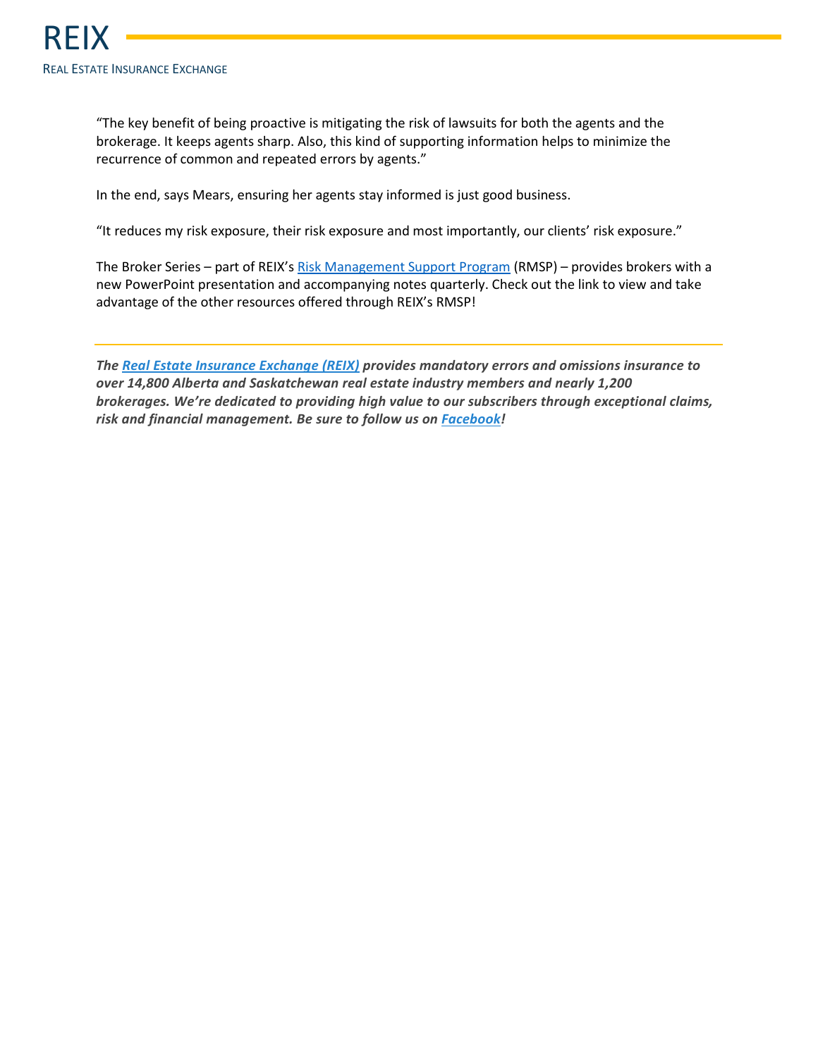"The key benefit of being proactive is mitigating the risk of lawsuits for both the agents and the brokerage. It keeps agents sharp. Also, this kind of supporting information helps to minimize the recurrence of common and repeated errors by agents."

In the end, says Mears, ensuring her agents stay informed is just good business.

"It reduces my risk exposure, their risk exposure and most importantly, our clients' risk exposure."

The Broker Series – part of REIX's Risk Management Support Program (RMSP) – provides brokers with a new PowerPoint presentation and accompanying notes quarterly. Check out the link to view and take advantage of the other resources offered through REIX's RMSP!

---

***The Real Estate Insurance Exchange (REIX) provides mandatory errors and omissions insurance to over 14,800 Alberta and Saskatchewan real estate industry members and nearly 1,200 brokerages. We're dedicated to providing high value to our subscribers through exceptional claims, risk and financial management. Be sure to follow us on Facebook!***